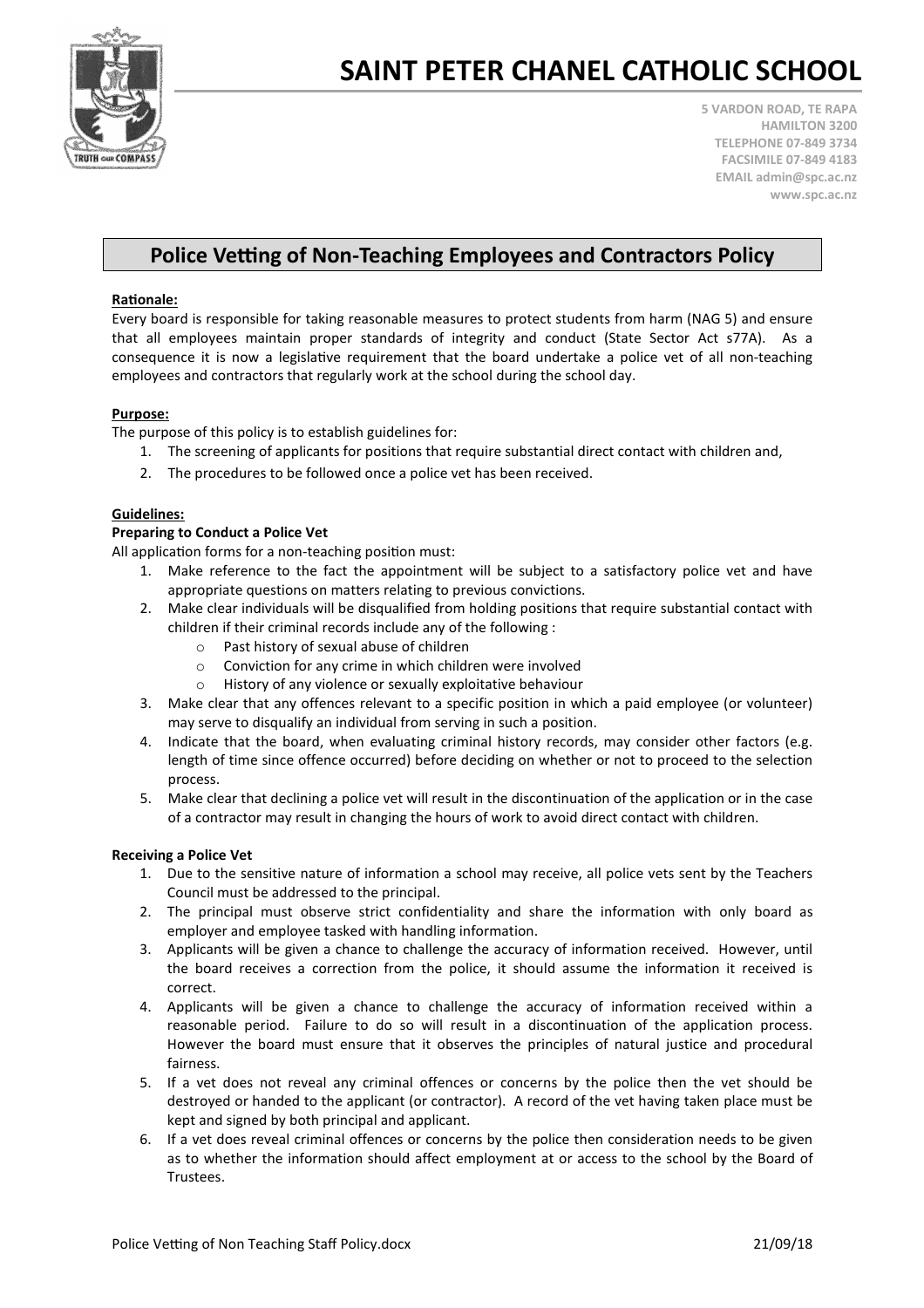# SAINT PETER CHANEL CATHOLIC SCHOOL

5 VARDON ROAD, TE RAPA
HAMILTON 3200
TELEPHONE 07-849 3734
FACSIMILE 07-849 4183
EMAIL admin@spc.ac.nz
www.spc.ac.nz

## Police Vetting of Non-Teaching Employees and Contractors Policy

**Rationale:**

Every board is responsible for taking reasonable measures to protect students from harm (NAG 5) and ensure that all employees maintain proper standards of integrity and conduct (State Sector Act s77A). As a consequence it is now a legislative requirement that the board undertake a police vet of all non-teaching employees and contractors that regularly work at the school during the school day.

**Purpose:**

The purpose of this policy is to establish guidelines for:

1. The screening of applicants for positions that require substantial direct contact with children and,
2. The procedures to be followed once a police vet has been received.

**Guidelines:**

**Preparing to Conduct a Police Vet**

All application forms for a non-teaching position must:

1. Make reference to the fact the appointment will be subject to a satisfactory police vet and have appropriate questions on matters relating to previous convictions.
2. Make clear individuals will be disqualified from holding positions that require substantial contact with children if their criminal records include any of the following :
   - Past history of sexual abuse of children
   - Conviction for any crime in which children were involved
   - History of any violence or sexually exploitative behaviour
3. Make clear that any offences relevant to a specific position in which a paid employee (or volunteer) may serve to disqualify an individual from serving in such a position.
4. Indicate that the board, when evaluating criminal history records, may consider other factors (e.g. length of time since offence occurred) before deciding on whether or not to proceed to the selection process.
5. Make clear that declining a police vet will result in the discontinuation of the application or in the case of a contractor may result in changing the hours of work to avoid direct contact with children.

**Receiving a Police Vet**

1. Due to the sensitive nature of information a school may receive, all police vets sent by the Teachers Council must be addressed to the principal.
2. The principal must observe strict confidentiality and share the information with only board as employer and employee tasked with handling information.
3. Applicants will be given a chance to challenge the accuracy of information received. However, until the board receives a correction from the police, it should assume the information it received is correct.
4. Applicants will be given a chance to challenge the accuracy of information received within a reasonable period. Failure to do so will result in a discontinuation of the application process. However the board must ensure that it observes the principles of natural justice and procedural fairness.
5. If a vet does not reveal any criminal offences or concerns by the police then the vet should be destroyed or handed to the applicant (or contractor). A record of the vet having taken place must be kept and signed by both principal and applicant.
6. If a vet does reveal criminal offences or concerns by the police then consideration needs to be given as to whether the information should affect employment at or access to the school by the Board of Trustees.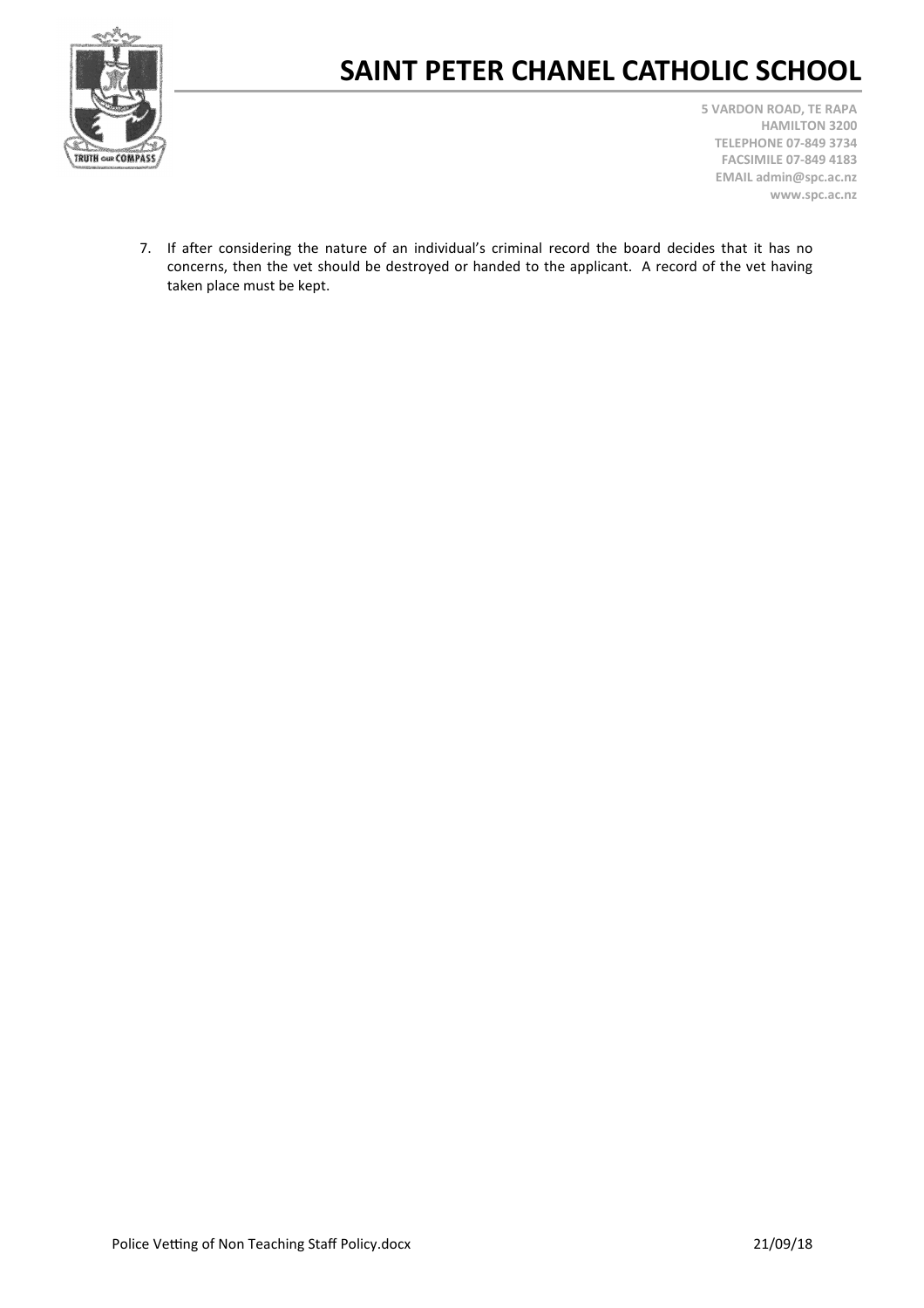7. If after considering the nature of an individual's criminal record the board decides that it has no concerns, then the vet should be destroyed or handed to the applicant. A record of the vet having taken place must be kept.